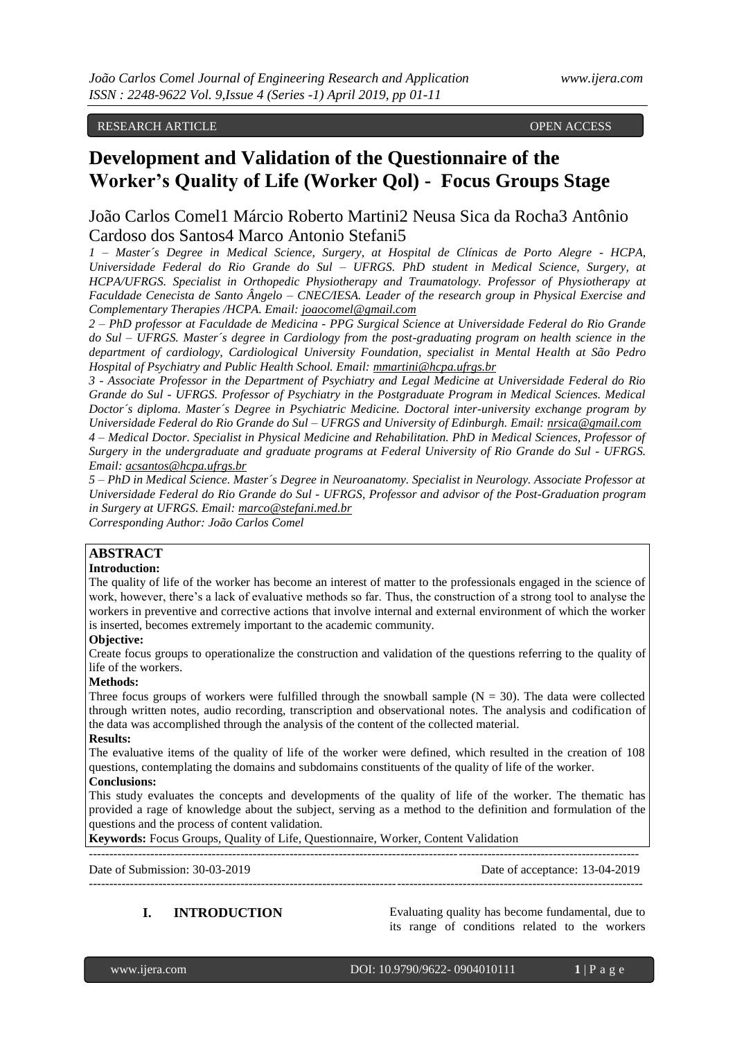RESEARCH ARTICLE OPEN ACCESS

# Development and Validation of the Questionnaire of the Worker's Quality of Life (Worker Qol) - Focus Groups Stage

João Carlos Comel[1] Márcio Roberto Martini[2] Neusa Sica da Rocha[3] Antônio Cardoso dos Santos[4] Marco Antonio Stefani[5]

*1 – Master´s Degree in Medical Science, Surgery, at Hospital de Clínicas de Porto Alegre - HCPA, Universidade Federal do Rio Grande do Sul – UFRGS. PhD student in Medical Science, Surgery, at HCPA/UFRGS. Specialist in Orthopedic Physiotherapy and Traumatology. Professor of Physiotherapy at Faculdade Cenecista de Santo Ângelo – CNEC/IESA. Leader of the research group in Physical Exercise and Complementary Therapies /HCPA. Email: joaocomel@gmail.com*

*2 – PhD professor at Faculdade de Medicina - PPG Surgical Science at Universidade Federal do Rio Grande do Sul – UFRGS. Master´s degree in Cardiology from the post-graduating program on health science in the department of cardiology, Cardiological University Foundation, specialist in Mental Health at São Pedro Hospital of Psychiatry and Public Health School. Email: mmartini@hcpa.ufrgs.br*

*3 - Associate Professor in the Department of Psychiatry and Legal Medicine at Universidade Federal do Rio Grande do Sul - UFRGS. Professor of Psychiatry in the Postgraduate Program in Medical Sciences. Medical Doctor´s diploma. Master´s Degree in Psychiatric Medicine. Doctoral inter-university exchange program by Universidade Federal do Rio Grande do Sul – UFRGS and University of Edinburgh. Email: nrsica@gmail.com*

*4 – Medical Doctor. Specialist in Physical Medicine and Rehabilitation. PhD in Medical Sciences, Professor of Surgery in the undergraduate and graduate programs at Federal University of Rio Grande do Sul - UFRGS. Email: acsantos@hcpa.ufrgs.br*

*5 – PhD in Medical Science. Master´s Degree in Neuroanatomy. Specialist in Neurology. Associate Professor at Universidade Federal do Rio Grande do Sul - UFRGS, Professor and advisor of the Post-Graduation program in Surgery at UFRGS. Email: marco@stefani.med.br*

*Corresponding Author: João Carlos Comel*

## ABSTRACT

**Introduction:**

The quality of life of the worker has become an interest of matter to the professionals engaged in the science of work, however, there's a lack of evaluative methods so far. Thus, the construction of a strong tool to analyse the workers in preventive and corrective actions that involve internal and external environment of which the worker is inserted, becomes extremely important to the academic community.

**Objective:**

Create focus groups to operationalize the construction and validation of the questions referring to the quality of life of the workers.

**Methods:**

Three focus groups of workers were fulfilled through the snowball sample (N = 30). The data were collected through written notes, audio recording, transcription and observational notes. The analysis and codification of the data was accomplished through the analysis of the content of the collected material.

**Results:**

The evaluative items of the quality of life of the worker were defined, which resulted in the creation of 108 questions, contemplating the domains and subdomains constituents of the quality of life of the worker.

**Conclusions:**

This study evaluates the concepts and developments of the quality of life of the worker. The thematic has provided a rage of knowledge about the subject, serving as a method to the definition and formulation of the questions and the process of content validation.

**Keywords:** Focus Groups, Quality of Life, Questionnaire, Worker, Content Validation

Date of Submission: 30-03-2019 Date of acceptance: 13-04-2019

## I. INTRODUCTION

Evaluating quality has become fundamental, due to its range of conditions related to the workers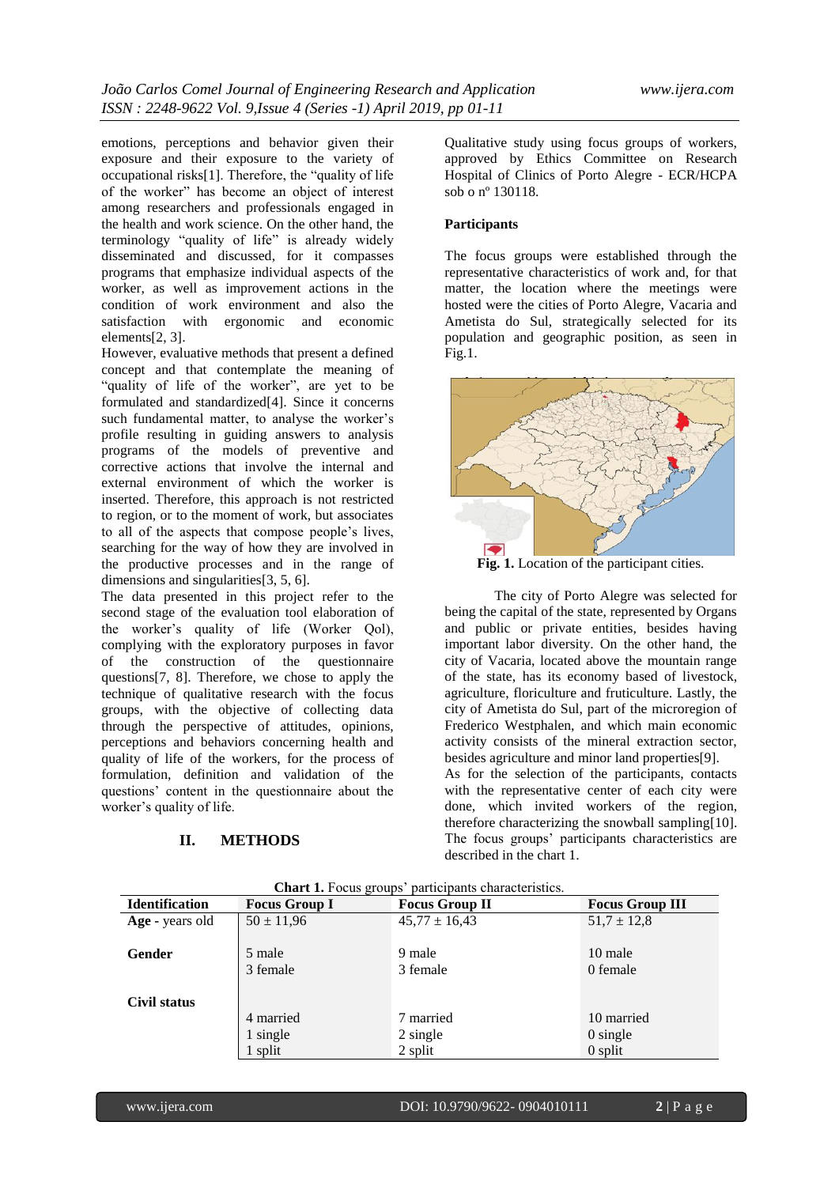emotions, perceptions and behavior given their exposure and their exposure to the variety of occupational risks[1]. Therefore, the "quality of life of the worker" has become an object of interest among researchers and professionals engaged in the health and work science. On the other hand, the terminology "quality of life" is already widely disseminated and discussed, for it compasses programs that emphasize individual aspects of the worker, as well as improvement actions in the condition of work environment and also the satisfaction with ergonomic and economic elements[2, 3].

However, evaluative methods that present a defined concept and that contemplate the meaning of "quality of life of the worker", are yet to be formulated and standardized[4]. Since it concerns such fundamental matter, to analyse the worker's profile resulting in guiding answers to analysis programs of the models of preventive and corrective actions that involve the internal and external environment of which the worker is inserted. Therefore, this approach is not restricted to region, or to the moment of work, but associates to all of the aspects that compose people's lives, searching for the way of how they are involved in the productive processes and in the range of dimensions and singularities[3, 5, 6].

The data presented in this project refer to the second stage of the evaluation tool elaboration of the worker's quality of life (Worker Qol), complying with the exploratory purposes in favor of the construction of the questionnaire questions[7, 8]. Therefore, we chose to apply the technique of qualitative research with the focus groups, with the objective of collecting data through the perspective of attitudes, opinions, perceptions and behaviors concerning health and quality of life of the workers, for the process of formulation, definition and validation of the questions' content in the questionnaire about the worker's quality of life.

## II. METHODS

Qualitative study using focus groups of workers, approved by Ethics Committee on Research Hospital of Clinics of Porto Alegre - ECR/HCPA sob o nº 130118.

### Participants

The focus groups were established through the representative characteristics of work and, for that matter, the location where the meetings were hosted were the cities of Porto Alegre, Vacaria and Ametista do Sul, strategically selected for its population and geographic position, as seen in Fig.1.

**Fig. 1.** Location of the participant cities.

The city of Porto Alegre was selected for being the capital of the state, represented by Organs and public or private entities, besides having important labor diversity. On the other hand, the city of Vacaria, located above the mountain range of the state, has its economy based of livestock, agriculture, floriculture and fruticulture. Lastly, the city of Ametista do Sul, part of the microregion of Frederico Westphalen, and which main economic activity consists of the mineral extraction sector, besides agriculture and minor land properties[9].

As for the selection of the participants, contacts with the representative center of each city were done, which invited workers of the region, therefore characterizing the snowball sampling[10]. The focus groups' participants characteristics are described in the chart 1.

**Chart 1.** Focus groups' participants characteristics.

| Identification | Focus Group I | Focus Group II | Focus Group III |
|---|---|---|---|
| **Age** - years old | 50 ± 11,96 | 45,77 ± 16,43 | 51,7 ± 12,8 |
| **Gender** | 5 male<br>3 female | 9 male<br>3 female | 10 male<br>0 female |
| **Civil status** | 4 married<br>1 single<br>1 split | 7 married<br>2 single<br>2 split | 10 married<br>0 single<br>0 split |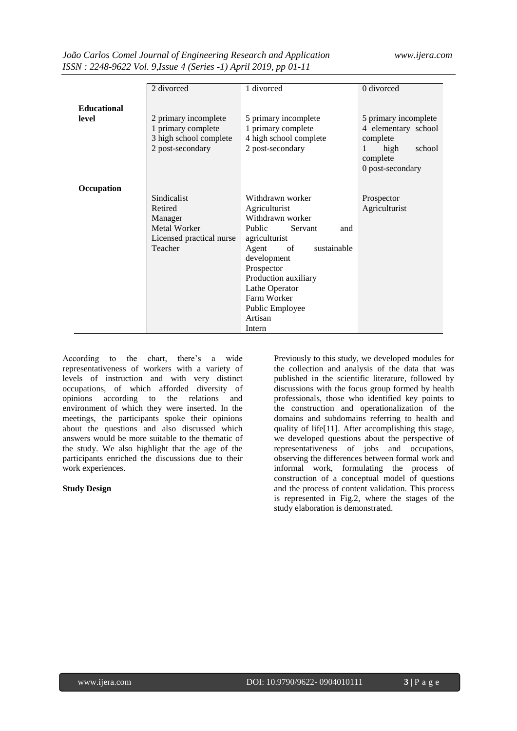| | | | |
|---|---|---|---|
| | 2 divorced | 1 divorced | 0 divorced |
| **Educational level** | 2 primary incomplete<br>1 primary complete<br>3 high school complete<br>2 post-secondary | 5 primary incomplete<br>1 primary complete<br>4 high school complete<br>2 post-secondary | 5 primary incomplete<br>4 elementary school complete<br>1 high school complete<br>0 post-secondary |
| **Occupation** | Sindicalist<br>Retired<br>Manager<br>Metal Worker<br>Licensed practical nurse<br>Teacher | Withdrawn worker<br>Agriculturist<br>Withdrawn worker<br>Public Servant and agriculturist<br>Agent of sustainable development<br>Prospector<br>Production auxiliary<br>Lathe Operator<br>Farm Worker<br>Public Employee<br>Artisan<br>Intern | Prospector<br>Agriculturist |

According to the chart, there's a wide representativeness of workers with a variety of levels of instruction and with very distinct occupations, of which afforded diversity of opinions according to the relations and environment of which they were inserted. In the meetings, the participants spoke their opinions about the questions and also discussed which answers would be more suitable to the thematic of the study. We also highlight that the age of the participants enriched the discussions due to their work experiences.

**Study Design**

Previously to this study, we developed modules for the collection and analysis of the data that was published in the scientific literature, followed by discussions with the focus group formed by health professionals, those who identified key points to the construction and operationalization of the domains and subdomains referring to health and quality of life[11]. After accomplishing this stage, we developed questions about the perspective of representativeness of jobs and occupations, observing the differences between formal work and informal work, formulating the process of construction of a conceptual model of questions and the process of content validation. This process is represented in Fig.2, where the stages of the study elaboration is demonstrated.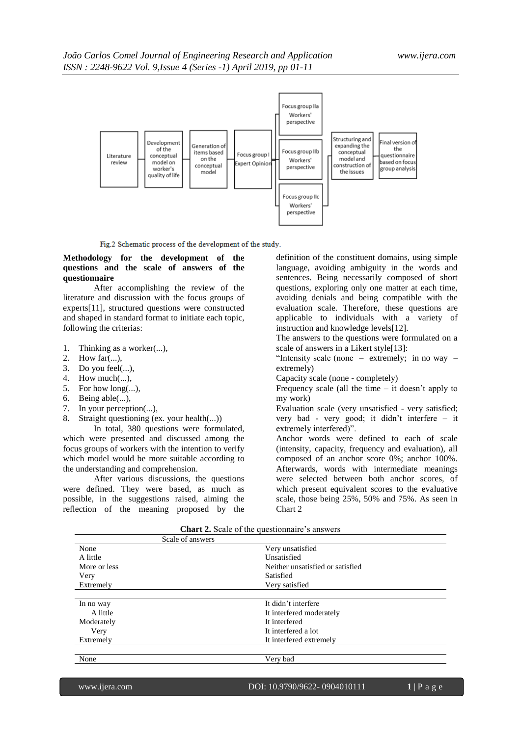Fig.2 Schematic process of the development of the study.

**Methodology for the development of the questions and the scale of answers of the questionnaire**

After accomplishing the review of the literature and discussion with the focus groups of experts[11], structured questions were constructed and shaped in standard format to initiate each topic, following the criterias:

1. Thinking as a worker(...),
2. How far(...),
3. Do you feel(...),
4. How much(...),
5. For how long(...),
6. Being able(...),
7. In your perception(...),
8. Straight questioning (ex. your health(...))

In total, 380 questions were formulated, which were presented and discussed among the focus groups of workers with the intention to verify which model would be more suitable according to the understanding and comprehension.

After various discussions, the questions were defined. They were based, as much as possible, in the suggestions raised, aiming the reflection of the meaning proposed by the definition of the constituent domains, using simple language, avoiding ambiguity in the words and sentences. Being necessarily composed of short questions, exploring only one matter at each time, avoiding denials and being compatible with the evaluation scale. Therefore, these questions are applicable to individuals with a variety of instruction and knowledge levels[12].

The answers to the questions were formulated on a scale of answers in a Likert style[13]:

"Intensity scale (none – extremely; in no way – extremely)

Capacity scale (none - completely)

Frequency scale (all the time – it doesn't apply to my work)

Evaluation scale (very unsatisfied - very satisfied; very bad - very good; it didn't interfere – it extremely interfered)".

Anchor words were defined to each of scale (intensity, capacity, frequency and evaluation), all composed of an anchor score 0%; anchor 100%. Afterwards, words with intermediate meanings were selected between both anchor scores, of which present equivalent scores to the evaluative scale, those being 25%, 50% and 75%. As seen in Chart 2

**Chart 2.** Scale of the questionnaire's answers

| Scale of answers | |
|---|---|
| None | Very unsatisfied |
| A little | Unsatisfied |
| More or less | Neither unsatisfied or satisfied |
| Very | Satisfied |
| Extremely | Very satisfied |
| | |
| In no way | It didn't interfere |
| A little | It interfered moderately |
| Moderately | It interfered |
| Very | It interfered a lot |
| Extremely | It interfered extremely |
| | |
| None | Very bad |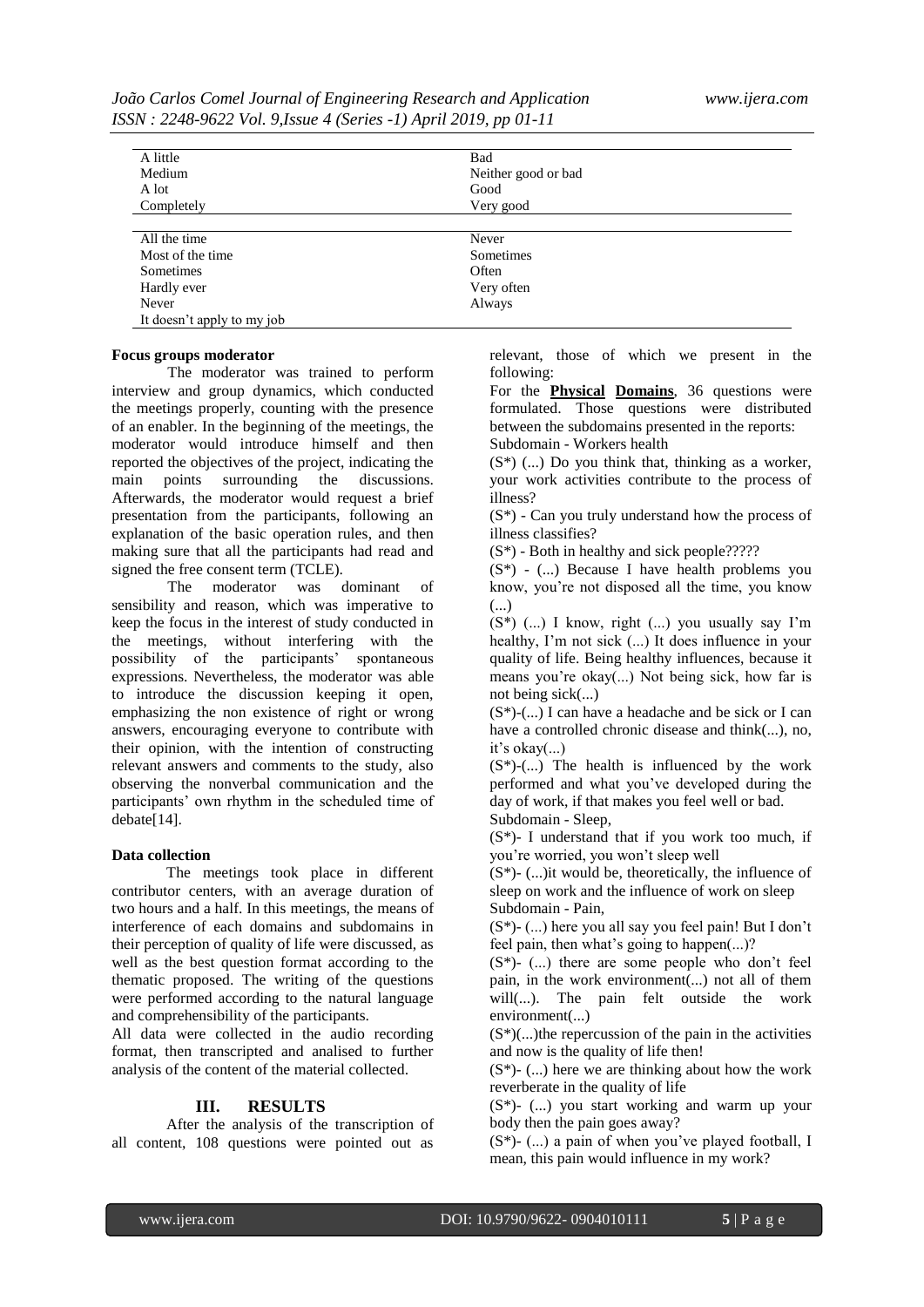| | |
|---|---|
| A little | Bad |
| Medium | Neither good or bad |
| A lot | Good |
| Completely | Very good |

| | |
|---|---|
| All the time | Never |
| Most of the time | Sometimes |
| Sometimes | Often |
| Hardly ever | Very often |
| Never | Always |
| It doesn't apply to my job | |

**Focus groups moderator**

The moderator was trained to perform interview and group dynamics, which conducted the meetings properly, counting with the presence of an enabler. In the beginning of the meetings, the moderator would introduce himself and then reported the objectives of the project, indicating the main points surrounding the discussions. Afterwards, the moderator would request a brief presentation from the participants, following an explanation of the basic operation rules, and then making sure that all the participants had read and signed the free consent term (TCLE).

The moderator was dominant of sensibility and reason, which was imperative to keep the focus in the interest of study conducted in the meetings, without interfering with the possibility of the participants' spontaneous expressions. Nevertheless, the moderator was able to introduce the discussion keeping it open, emphasizing the non existence of right or wrong answers, encouraging everyone to contribute with their opinion, with the intention of constructing relevant answers and comments to the study, also observing the nonverbal communication and the participants' own rhythm in the scheduled time of debate[14].

**Data collection**

The meetings took place in different contributor centers, with an average duration of two hours and a half. In this meetings, the means of interference of each domains and subdomains in their perception of quality of life were discussed, as well as the best question format according to the thematic proposed. The writing of the questions were performed according to the natural language and comprehensibility of the participants.

All data were collected in the audio recording format, then transcripted and analised to further analysis of the content of the material collected.

## III. RESULTS

After the analysis of the transcription of all content, 108 questions were pointed out as relevant, those of which we present in the following:

For the **Physical Domains**, 36 questions were formulated. Those questions were distributed between the subdomains presented in the reports:

Subdomain - Workers health

(S*) (...) Do you think that, thinking as a worker, your work activities contribute to the process of illness?

(S*) - Can you truly understand how the process of illness classifies?

(S*) - Both in healthy and sick people?????

(S*) - (...) Because I have health problems you know, you're not disposed all the time, you know (...)

(S*) (...) I know, right (...) you usually say I'm healthy, I'm not sick (...) It does influence in your quality of life. Being healthy influences, because it means you're okay(...) Not being sick, how far is not being sick(...)

(S*)-(...) I can have a headache and be sick or I can have a controlled chronic disease and think(...), no, it's okay(...)

(S*)-(...) The health is influenced by the work performed and what you've developed during the day of work, if that makes you feel well or bad.

Subdomain - Sleep,

(S*)- I understand that if you work too much, if you're worried, you won't sleep well

(S*)- (...)it would be, theoretically, the influence of sleep on work and the influence of work on sleep

Subdomain - Pain,

(S*)- (...) here you all say you feel pain! But I don't feel pain, then what's going to happen(...)?

(S*)- (...) there are some people who don't feel pain, in the work environment(...) not all of them will(...). The pain felt outside the work environment(...)

(S*)(...)the repercussion of the pain in the activities and now is the quality of life then!

(S*)- (...) here we are thinking about how the work reverberate in the quality of life

(S*)- (...) you start working and warm up your body then the pain goes away?

(S*)- (...) a pain of when you've played football, I mean, this pain would influence in my work?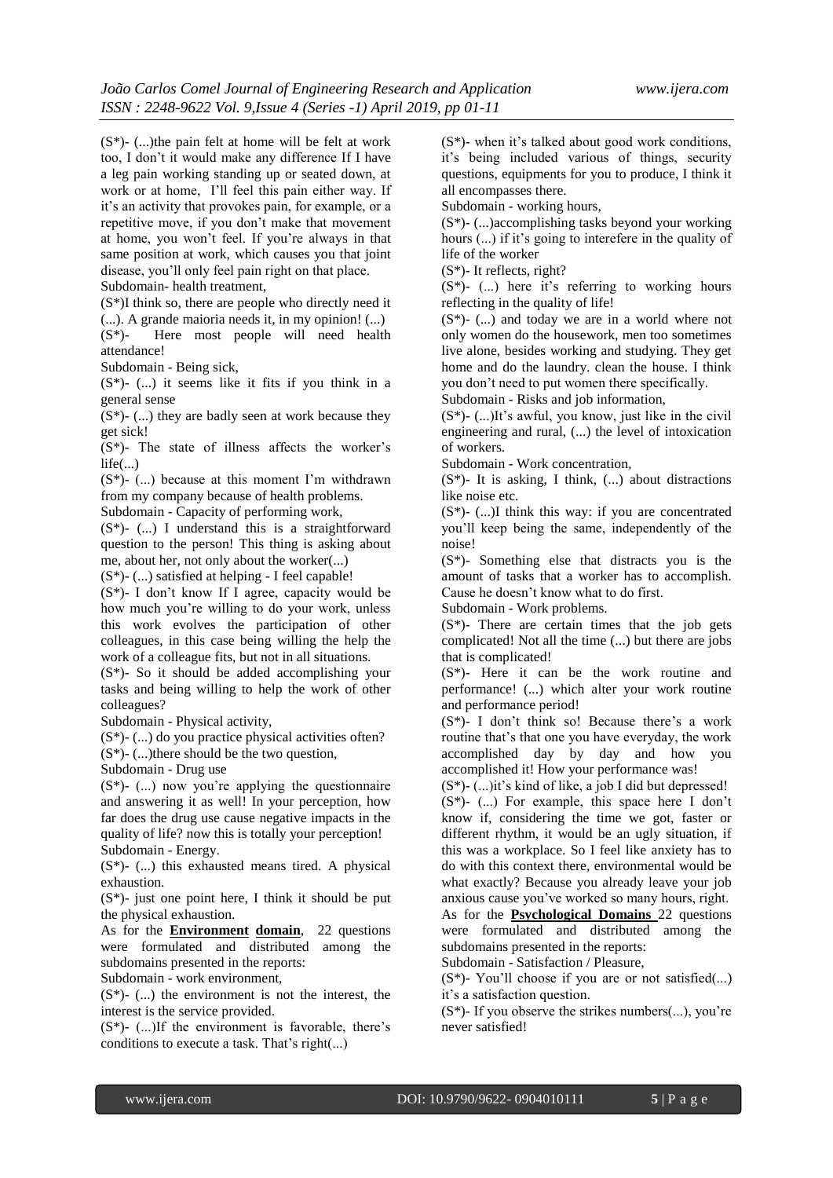(S*)- (...)the pain felt at home will be felt at work too, I don't it would make any difference If I have a leg pain working standing up or seated down, at work or at home, I'll feel this pain either way. If it's an activity that provokes pain, for example, or a repetitive move, if you don't make that movement at home, you won't feel. If you're always in that same position at work, which causes you that joint disease, you'll only feel pain right on that place.

Subdomain- health treatment,

(S*)I think so, there are people who directly need it (...). A grande maioria needs it, in my opinion! (...)

(S*)- Here most people will need health attendance!

Subdomain - Being sick,

(S*)- (...) it seems like it fits if you think in a general sense

(S*)- (...) they are badly seen at work because they get sick!

(S*)- The state of illness affects the worker's life(...)

(S*)- (...) because at this moment I'm withdrawn from my company because of health problems.

Subdomain - Capacity of performing work,

(S*)- (...) I understand this is a straightforward question to the person! This thing is asking about me, about her, not only about the worker(...)

(S*)- (...) satisfied at helping - I feel capable!

(S*)- I don't know If I agree, capacity would be how much you're willing to do your work, unless this work evolves the participation of other colleagues, in this case being willing the help the work of a colleague fits, but not in all situations.

(S*)- So it should be added accomplishing your tasks and being willing to help the work of other colleagues?

Subdomain - Physical activity,

(S*)- (...) do you practice physical activities often?

(S*)- (...)there should be the two question,

Subdomain - Drug use

(S*)- (...) now you're applying the questionnaire and answering it as well! In your perception, how far does the drug use cause negative impacts in the quality of life? now this is totally your perception!

Subdomain - Energy.

(S*)- (...) this exhausted means tired. A physical exhaustion.

(S*)- just one point here, I think it should be put the physical exhaustion.

As for the **Environment domain**, 22 questions were formulated and distributed among the subdomains presented in the reports:

Subdomain - work environment,

(S*)- (...) the environment is not the interest, the interest is the service provided.

(S*)- (...)If the environment is favorable, there's conditions to execute a task. That's right(...)

(S*)- when it's talked about good work conditions, it's being included various of things, security questions, equipments for you to produce, I think it all encompasses there.

Subdomain - working hours,

(S*)- (...)accomplishing tasks beyond your working hours (...) if it's going to interefere in the quality of life of the worker

(S*)- It reflects, right?

(S*)- (...) here it's referring to working hours reflecting in the quality of life!

(S*)- (...) and today we are in a world where not only women do the housework, men too sometimes live alone, besides working and studying. They get home and do the laundry. clean the house. I think you don't need to put women there specifically.

Subdomain - Risks and job information,

(S*)- (...)It's awful, you know, just like in the civil engineering and rural, (...) the level of intoxication of workers.

Subdomain - Work concentration,

(S*)- It is asking, I think, (...) about distractions like noise etc.

(S*)- (...)I think this way: if you are concentrated you'll keep being the same, independently of the noise!

(S*)- Something else that distracts you is the amount of tasks that a worker has to accomplish. Cause he doesn't know what to do first.

Subdomain - Work problems.

(S*)- There are certain times that the job gets complicated! Not all the time (...) but there are jobs that is complicated!

(S*)- Here it can be the work routine and performance! (...) which alter your work routine and performance period!

(S*)- I don't think so! Because there's a work routine that's that one you have everyday, the work accomplished day by day and how you accomplished it! How your performance was!

(S*)- (...)it's kind of like, a job I did but depressed!

(S*)- (...) For example, this space here I don't know if, considering the time we got, faster or different rhythm, it would be an ugly situation, if this was a workplace. So I feel like anxiety has to do with this context there, environmental would be what exactly? Because you already leave your job anxious cause you've worked so many hours, right.

As for the **Psychological Domains** 22 questions were formulated and distributed among the subdomains presented in the reports:

Subdomain - Satisfaction / Pleasure,

(S*)- You'll choose if you are or not satisfied(...) it's a satisfaction question.

(S*)- If you observe the strikes numbers(...), you're never satisfied!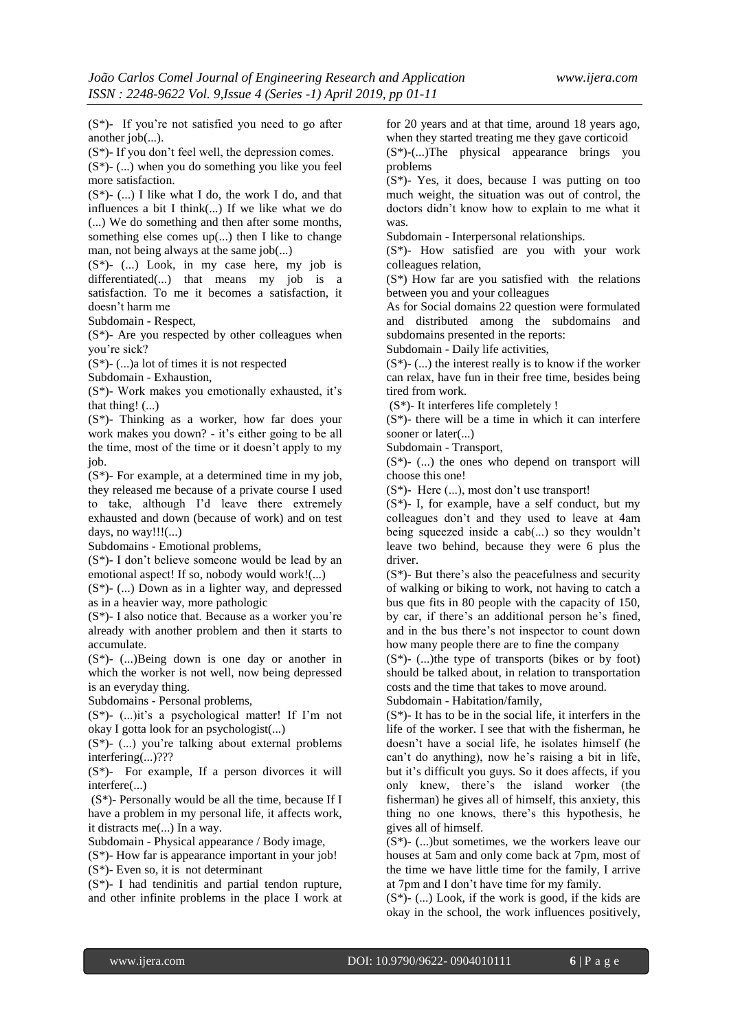(S*)- If you're not satisfied you need to go after another job(...).

(S*)- If you don't feel well, the depression comes.

(S*)- (...) when you do something you like you feel more satisfaction.

(S*)- (...) I like what I do, the work I do, and that influences a bit I think(...) If we like what we do (...) We do something and then after some months, something else comes up(...) then I like to change man, not being always at the same job(...)

(S*)- (...) Look, in my case here, my job is differentiated(...) that means my job is a satisfaction. To me it becomes a satisfaction, it doesn't harm me

Subdomain - Respect,

(S*)- Are you respected by other colleagues when you're sick?

(S*)- (...)a lot of times it is not respected

Subdomain - Exhaustion,

(S*)- Work makes you emotionally exhausted, it's that thing! (...)

(S*)- Thinking as a worker, how far does your work makes you down? - it's either going to be all the time, most of the time or it doesn't apply to my job.

(S*)- For example, at a determined time in my job, they released me because of a private course I used to take, although I'd leave there extremely exhausted and down (because of work) and on test days, no way!!!(...)

Subdomains - Emotional problems,

(S*)- I don't believe someone would be lead by an emotional aspect! If so, nobody would work!(...)

(S*)- (...) Down as in a lighter way, and depressed as in a heavier way, more pathologic

(S*)- I also notice that. Because as a worker you're already with another problem and then it starts to accumulate.

(S*)- (...)Being down is one day or another in which the worker is not well, now being depressed is an everyday thing.

Subdomains - Personal problems,

(S*)- (...)it's a psychological matter! If I'm not okay I gotta look for an psychologist(...)

(S*)- (...) you're talking about external problems interfering(...)???

(S*)- For example, If a person divorces it will interfere(...)

(S*)- Personally would be all the time, because If I have a problem in my personal life, it affects work, it distracts me(...) In a way.

Subdomain - Physical appearance / Body image,

(S*)- How far is appearance important in your job!

(S*)- Even so, it is not determinant

(S*)- I had tendinitis and partial tendon rupture, and other infinite problems in the place I work at for 20 years and at that time, around 18 years ago, when they started treating me they gave corticoid

(S*)-(...)The physical appearance brings you problems

(S*)- Yes, it does, because I was putting on too much weight, the situation was out of control, the doctors didn't know how to explain to me what it was.

Subdomain - Interpersonal relationships.

(S*)- How satisfied are you with your work colleagues relation,

(S*) How far are you satisfied with the relations between you and your colleagues

As for Social domains 22 question were formulated and distributed among the subdomains and subdomains presented in the reports:

Subdomain - Daily life activities,

(S*)- (...) the interest really is to know if the worker can relax, have fun in their free time, besides being tired from work.

(S*)- It interferes life completely !

(S*)- there will be a time in which it can interfere sooner or later(...)

Subdomain - Transport,

(S*)- (...) the ones who depend on transport will choose this one!

(S*)- Here (...), most don't use transport!

(S*)- I, for example, have a self conduct, but my colleagues don't and they used to leave at 4am being squeezed inside a cab(...) so they wouldn't leave two behind, because they were 6 plus the driver.

(S*)- But there's also the peacefulness and security of walking or biking to work, not having to catch a bus que fits in 80 people with the capacity of 150, by car, if there's an additional person he's fined, and in the bus there's not inspector to count down how many people there are to fine the company

(S*)- (...)the type of transports (bikes or by foot) should be talked about, in relation to transportation costs and the time that takes to move around.

Subdomain - Habitation/family,

(S*)- It has to be in the social life, it interfers in the life of the worker. I see that with the fisherman, he doesn't have a social life, he isolates himself (he can't do anything), now he's raising a bit in life, but it's difficult you guys. So it does affects, if you only knew, there's the island worker (the fisherman) he gives all of himself, this anxiety, this thing no one knows, there's this hypothesis, he gives all of himself.

(S*)- (...)but sometimes, we the workers leave our houses at 5am and only come back at 7pm, most of the time we have little time for the family, I arrive at 7pm and I don't have time for my family.

(S*)- (...) Look, if the work is good, if the kids are okay in the school, the work influences positively,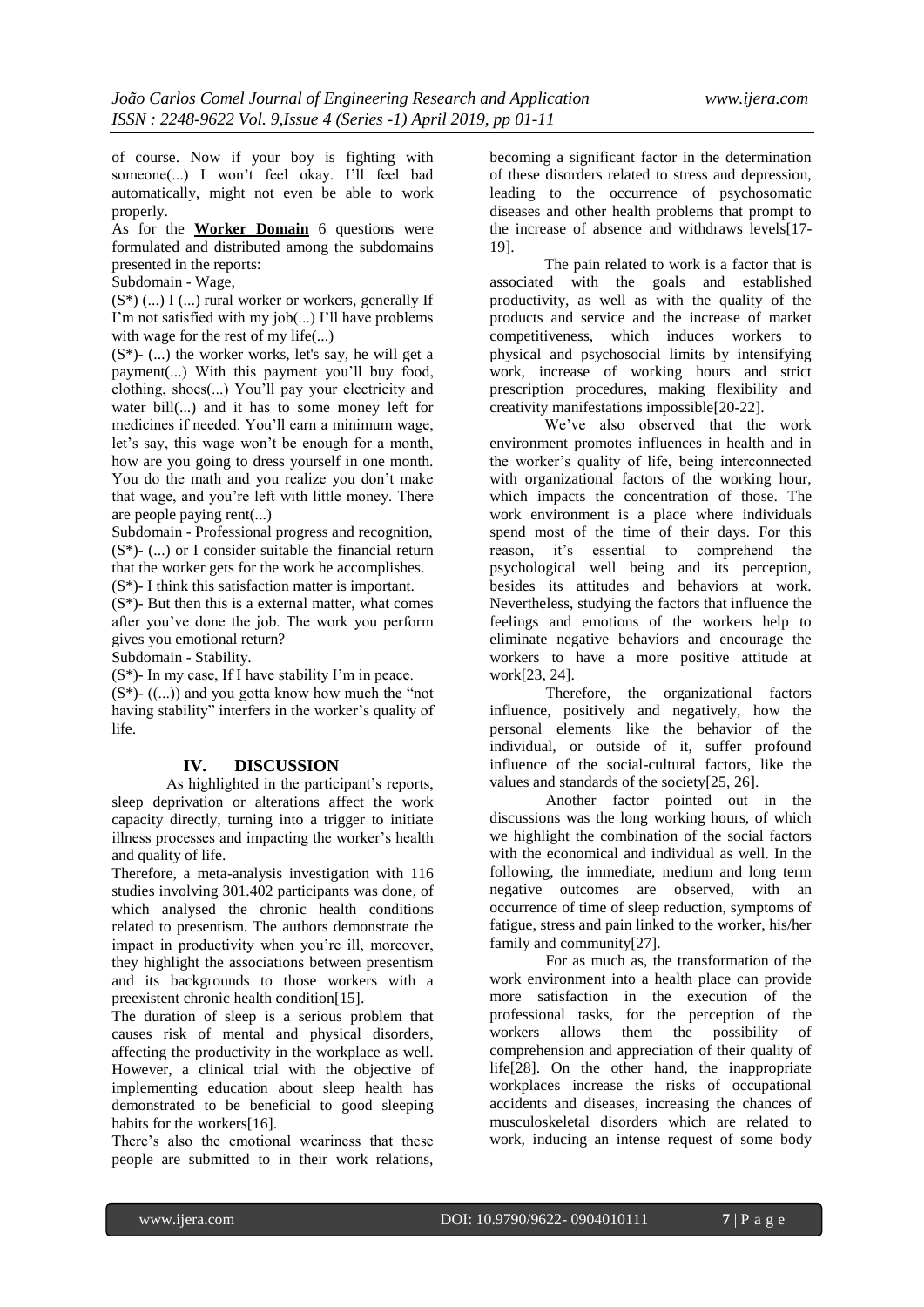of course. Now if your boy is fighting with someone(...) I won't feel okay. I'll feel bad automatically, might not even be able to work properly.

As for the **Worker Domain** 6 questions were formulated and distributed among the subdomains presented in the reports:

Subdomain - Wage,

(S*) (...) I (...) rural worker or workers, generally If I'm not satisfied with my job(...) I'll have problems with wage for the rest of my life(...)

(S*)- (...) the worker works, let's say, he will get a payment(...) With this payment you'll buy food, clothing, shoes(...) You'll pay your electricity and water bill(...) and it has to some money left for medicines if needed. You'll earn a minimum wage, let's say, this wage won't be enough for a month, how are you going to dress yourself in one month. You do the math and you realize you don't make that wage, and you're left with little money. There are people paying rent(...)

Subdomain - Professional progress and recognition,

(S*)- (...) or I consider suitable the financial return that the worker gets for the work he accomplishes.

(S*)- I think this satisfaction matter is important.

(S*)- But then this is a external matter, what comes after you've done the job. The work you perform gives you emotional return?

Subdomain - Stability.

(S*)- In my case, If I have stability I'm in peace.

(S*)- ((...)) and you gotta know how much the "not having stability" interfers in the worker's quality of life.

## IV. DISCUSSION

As highlighted in the participant's reports, sleep deprivation or alterations affect the work capacity directly, turning into a trigger to initiate illness processes and impacting the worker's health and quality of life.

Therefore, a meta-analysis investigation with 116 studies involving 301.402 participants was done, of which analysed the chronic health conditions related to presentism. The authors demonstrate the impact in productivity when you're ill, moreover, they highlight the associations between presentism and its backgrounds to those workers with a preexistent chronic health condition[15].

The duration of sleep is a serious problem that causes risk of mental and physical disorders, affecting the productivity in the workplace as well. However, a clinical trial with the objective of implementing education about sleep health has demonstrated to be beneficial to good sleeping habits for the workers[16].

There's also the emotional weariness that these people are submitted to in their work relations, becoming a significant factor in the determination of these disorders related to stress and depression, leading to the occurrence of psychosomatic diseases and other health problems that prompt to the increase of absence and withdraws levels[17-19].

The pain related to work is a factor that is associated with the goals and established productivity, as well as with the quality of the products and service and the increase of market competitiveness, which induces workers to physical and psychosocial limits by intensifying work, increase of working hours and strict prescription procedures, making flexibility and creativity manifestations impossible[20-22].

We've also observed that the work environment promotes influences in health and in the worker's quality of life, being interconnected with organizational factors of the working hour, which impacts the concentration of those. The work environment is a place where individuals spend most of the time of their days. For this reason, it's essential to comprehend the psychological well being and its perception, besides its attitudes and behaviors at work. Nevertheless, studying the factors that influence the feelings and emotions of the workers help to eliminate negative behaviors and encourage the workers to have a more positive attitude at work[23, 24].

Therefore, the organizational factors influence, positively and negatively, how the personal elements like the behavior of the individual, or outside of it, suffer profound influence of the social-cultural factors, like the values and standards of the society[25, 26].

Another factor pointed out in the discussions was the long working hours, of which we highlight the combination of the social factors with the economical and individual as well. In the following, the immediate, medium and long term negative outcomes are observed, with an occurrence of time of sleep reduction, symptoms of fatigue, stress and pain linked to the worker, his/her family and community[27].

For as much as, the transformation of the work environment into a health place can provide more satisfaction in the execution of the professional tasks, for the perception of the workers allows them the possibility of comprehension and appreciation of their quality of life[28]. On the other hand, the inappropriate workplaces increase the risks of occupational accidents and diseases, increasing the chances of musculoskeletal disorders which are related to work, inducing an intense request of some body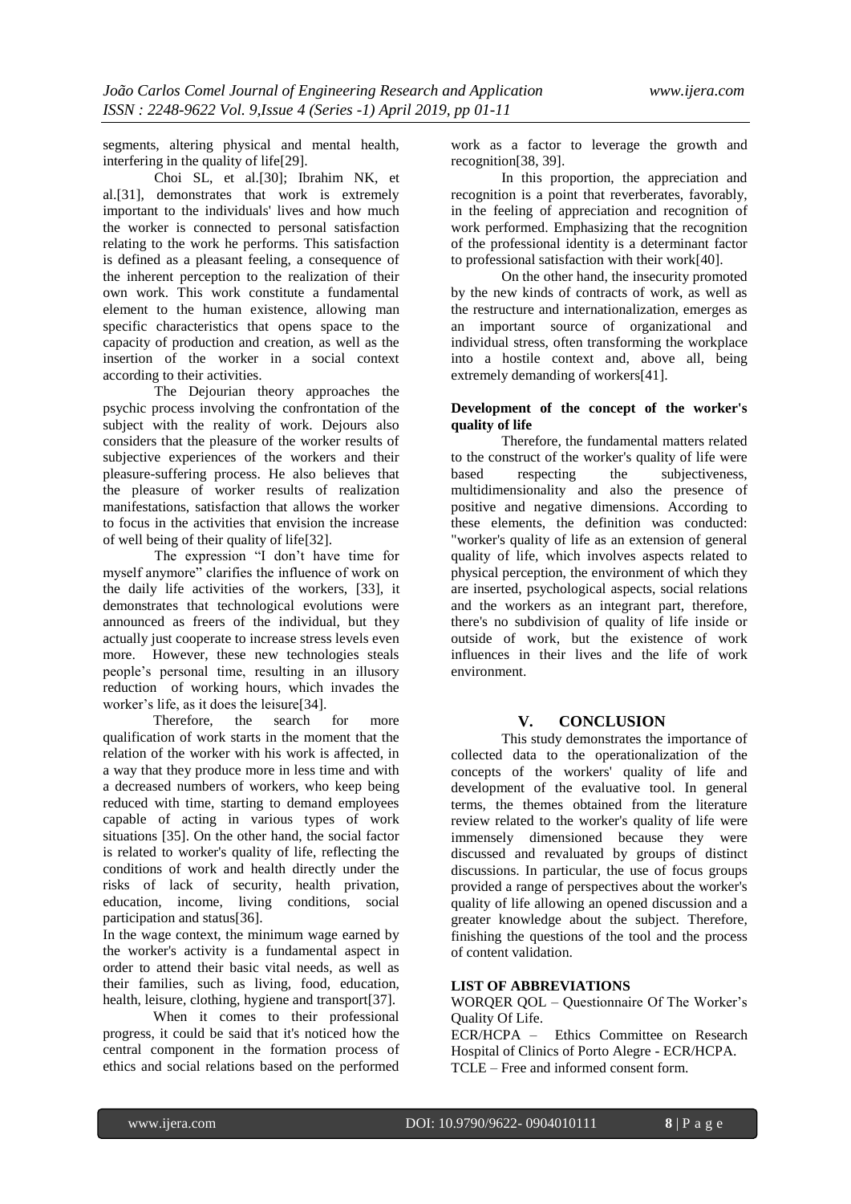segments, altering physical and mental health, interfering in the quality of life[29].

Choi SL, et al.[30]; Ibrahim NK, et al.[31], demonstrates that work is extremely important to the individuals' lives and how much the worker is connected to personal satisfaction relating to the work he performs. This satisfaction is defined as a pleasant feeling, a consequence of the inherent perception to the realization of their own work. This work constitute a fundamental element to the human existence, allowing man specific characteristics that opens space to the capacity of production and creation, as well as the insertion of the worker in a social context according to their activities.

The Dejourian theory approaches the psychic process involving the confrontation of the subject with the reality of work. Dejours also considers that the pleasure of the worker results of subjective experiences of the workers and their pleasure-suffering process. He also believes that the pleasure of worker results of realization manifestations, satisfaction that allows the worker to focus in the activities that envision the increase of well being of their quality of life[32].

The expression "I don't have time for myself anymore" clarifies the influence of work on the daily life activities of the workers, [33], it demonstrates that technological evolutions were announced as freers of the individual, but they actually just cooperate to increase stress levels even more. However, these new technologies steals people's personal time, resulting in an illusory reduction of working hours, which invades the worker's life, as it does the leisure[34].

Therefore, the search for more qualification of work starts in the moment that the relation of the worker with his work is affected, in a way that they produce more in less time and with a decreased numbers of workers, who keep being reduced with time, starting to demand employees capable of acting in various types of work situations [35]. On the other hand, the social factor is related to worker's quality of life, reflecting the conditions of work and health directly under the risks of lack of security, health privation, education, income, living conditions, social participation and status[36].

In the wage context, the minimum wage earned by the worker's activity is a fundamental aspect in order to attend their basic vital needs, as well as their families, such as living, food, education, health, leisure, clothing, hygiene and transport[37].

When it comes to their professional progress, it could be said that it's noticed how the central component in the formation process of ethics and social relations based on the performed work as a factor to leverage the growth and recognition[38, 39].

In this proportion, the appreciation and recognition is a point that reverberates, favorably, in the feeling of appreciation and recognition of work performed. Emphasizing that the recognition of the professional identity is a determinant factor to professional satisfaction with their work[40].

On the other hand, the insecurity promoted by the new kinds of contracts of work, as well as the restructure and internationalization, emerges as an important source of organizational and individual stress, often transforming the workplace into a hostile context and, above all, being extremely demanding of workers[41].

**Development of the concept of the worker's quality of life**

Therefore, the fundamental matters related to the construct of the worker's quality of life were based respecting the subjectiveness, multidimensionality and also the presence of positive and negative dimensions. According to these elements, the definition was conducted: "worker's quality of life as an extension of general quality of life, which involves aspects related to physical perception, the environment of which they are inserted, psychological aspects, social relations and the workers as an integrant part, therefore, there's no subdivision of quality of life inside or outside of work, but the existence of work influences in their lives and the life of work environment.

## V. CONCLUSION

This study demonstrates the importance of collected data to the operationalization of the concepts of the workers' quality of life and development of the evaluative tool. In general terms, the themes obtained from the literature review related to the worker's quality of life were immensely dimensioned because they were discussed and revaluated by groups of distinct discussions. In particular, the use of focus groups provided a range of perspectives about the worker's quality of life allowing an opened discussion and a greater knowledge about the subject. Therefore, finishing the questions of the tool and the process of content validation.

**LIST OF ABBREVIATIONS**

WORQER QOL – Questionnaire Of The Worker's Quality Of Life.

ECR/HCPA – Ethics Committee on Research Hospital of Clinics of Porto Alegre - ECR/HCPA.

TCLE – Free and informed consent form.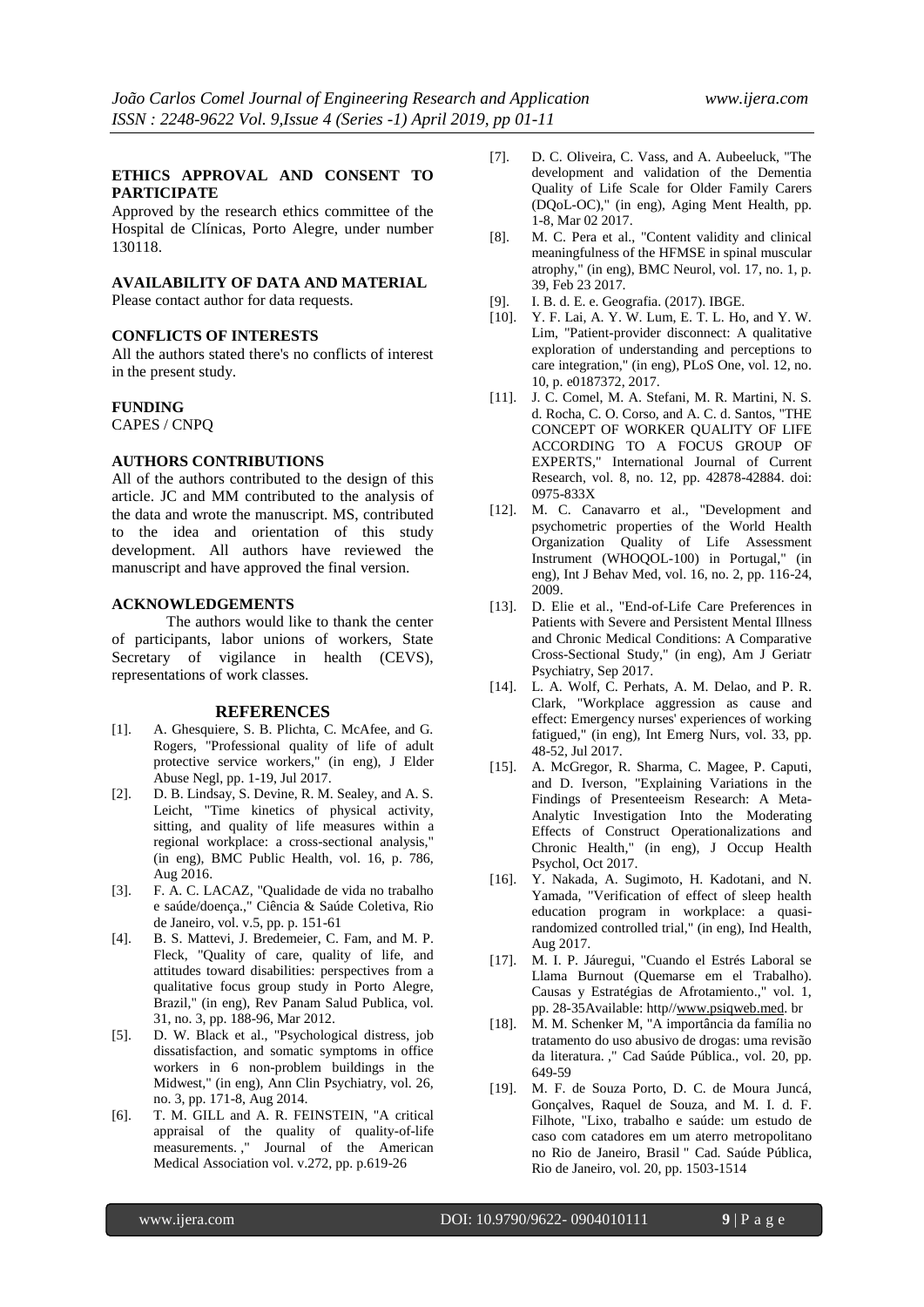## ETHICS APPROVAL AND CONSENT TO PARTICIPATE

Approved by the research ethics committee of the Hospital de Clínicas, Porto Alegre, under number 130118.

## AVAILABILITY OF DATA AND MATERIAL

Please contact author for data requests.

## CONFLICTS OF INTERESTS

All the authors stated there's no conflicts of interest in the present study.

## FUNDING

CAPES / CNPQ

## AUTHORS CONTRIBUTIONS

All of the authors contributed to the design of this article. JC and MM contributed to the analysis of the data and wrote the manuscript. MS, contributed to the idea and orientation of this study development. All authors have reviewed the manuscript and have approved the final version.

## ACKNOWLEDGEMENTS

The authors would like to thank the center of participants, labor unions of workers, State Secretary of vigilance in health (CEVS), representations of work classes.

## REFERENCES

[1]. A. Ghesquiere, S. B. Plichta, C. McAfee, and G. Rogers, "Professional quality of life of adult protective service workers," (in eng), J Elder Abuse Negl, pp. 1-19, Jul 2017.

[2]. D. B. Lindsay, S. Devine, R. M. Sealey, and A. S. Leicht, "Time kinetics of physical activity, sitting, and quality of life measures within a regional workplace: a cross-sectional analysis," (in eng), BMC Public Health, vol. 16, p. 786, Aug 2016.

[3]. F. A. C. LACAZ, "Qualidade de vida no trabalho e saúde/doença.," Ciência & Saúde Coletiva, Rio de Janeiro, vol. v.5, pp. p. 151-61

[4]. B. S. Mattevi, J. Bredemeier, C. Fam, and M. P. Fleck, "Quality of care, quality of life, and attitudes toward disabilities: perspectives from a qualitative focus group study in Porto Alegre, Brazil," (in eng), Rev Panam Salud Publica, vol. 31, no. 3, pp. 188-96, Mar 2012.

[5]. D. W. Black et al., "Psychological distress, job dissatisfaction, and somatic symptoms in office workers in 6 non-problem buildings in the Midwest," (in eng), Ann Clin Psychiatry, vol. 26, no. 3, pp. 171-8, Aug 2014.

[6]. T. M. GILL and A. R. FEINSTEIN, "A critical appraisal of the quality of quality-of-life measurements. ," Journal of the American Medical Association vol. v.272, pp. p.619-26

[7]. D. C. Oliveira, C. Vass, and A. Aubeeluck, "The development and validation of the Dementia Quality of Life Scale for Older Family Carers (DQoL-OC)," (in eng), Aging Ment Health, pp. 1-8, Mar 02 2017.

[8]. M. C. Pera et al., "Content validity and clinical meaningfulness of the HFMSE in spinal muscular atrophy," (in eng), BMC Neurol, vol. 17, no. 1, p. 39, Feb 23 2017.

[9]. I. B. d. E. e. Geografia. (2017). IBGE.

[10]. Y. F. Lai, A. Y. W. Lum, E. T. L. Ho, and Y. W. Lim, "Patient-provider disconnect: A qualitative exploration of understanding and perceptions to care integration," (in eng), PLoS One, vol. 12, no. 10, p. e0187372, 2017.

[11]. J. C. Comel, M. A. Stefani, M. R. Martini, N. S. d. Rocha, C. O. Corso, and A. C. d. Santos, "THE CONCEPT OF WORKER QUALITY OF LIFE ACCORDING TO A FOCUS GROUP OF EXPERTS," International Journal of Current Research, vol. 8, no. 12, pp. 42878-42884. doi: 0975-833X

[12]. M. C. Canavarro et al., "Development and psychometric properties of the World Health Organization Quality of Life Assessment Instrument (WHOQOL-100) in Portugal," (in eng), Int J Behav Med, vol. 16, no. 2, pp. 116-24, 2009.

[13]. D. Elie et al., "End-of-Life Care Preferences in Patients with Severe and Persistent Mental Illness and Chronic Medical Conditions: A Comparative Cross-Sectional Study," (in eng), Am J Geriatr Psychiatry, Sep 2017.

[14]. L. A. Wolf, C. Perhats, A. M. Delao, and P. R. Clark, "Workplace aggression as cause and effect: Emergency nurses' experiences of working fatigued," (in eng), Int Emerg Nurs, vol. 33, pp. 48-52, Jul 2017.

[15]. A. McGregor, R. Sharma, C. Magee, P. Caputi, and D. Iverson, "Explaining Variations in the Findings of Presenteeism Research: A Meta-Analytic Investigation Into the Moderating Effects of Construct Operationalizations and Chronic Health," (in eng), J Occup Health Psychol, Oct 2017.

[16]. Y. Nakada, A. Sugimoto, H. Kadotani, and N. Yamada, "Verification of effect of sleep health education program in workplace: a quasi-randomized controlled trial," (in eng), Ind Health, Aug 2017.

[17]. M. I. P. Jáuregui, "Cuando el Estrés Laboral se Llama Burnout (Quemarse em el Trabalho). Causas y Estratégias de Afrotamiento.," vol. 1, pp. 28-35Available: http//www.psiqweb.med. br

[18]. M. M. Schenker M, "A importância da família no tratamento do uso abusivo de drogas: uma revisão da literatura. ," Cad Saúde Pública., vol. 20, pp. 649-59

[19]. M. F. de Souza Porto, D. C. de Moura Juncá, Gonçalves, Raquel de Souza, and M. I. d. F. Filhote, "Lixo, trabalho e saúde: um estudo de caso com catadores em um aterro metropolitano no Rio de Janeiro, Brasil " Cad. Saúde Pública, Rio de Janeiro, vol. 20, pp. 1503-1514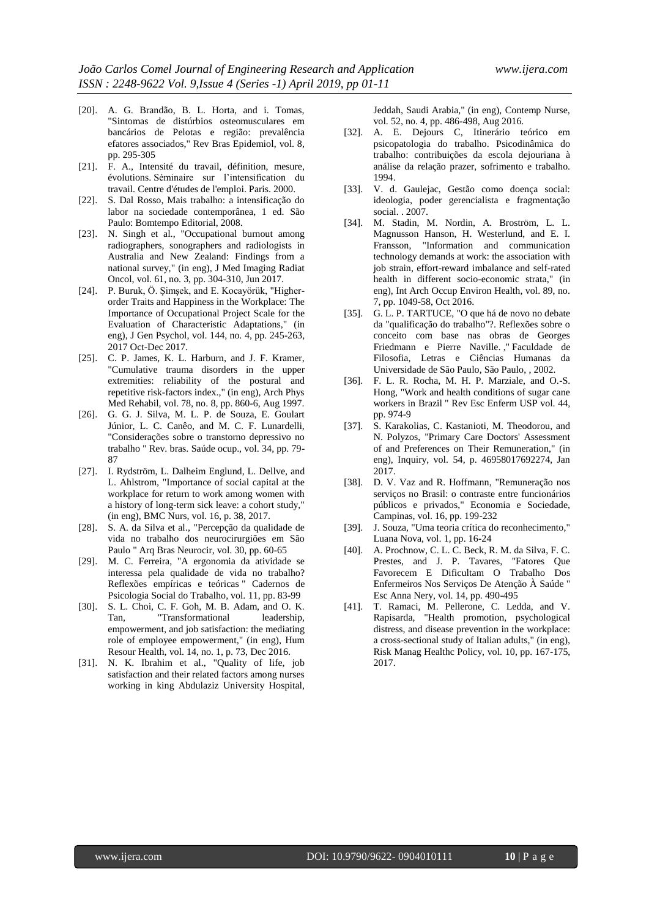[20]. A. G. Brandão, B. L. Horta, and i. Tomas, "Sintomas de distúrbios osteomusculares em bancários de Pelotas e região: prevalência efatores associados," Rev Bras Epidemiol, vol. 8, pp. 295-305

[21]. F. A., Intensité du travail, définition, mesure, évolutions. Séminaire sur l'intensification du travail. Centre d'études de l'emploi. Paris. 2000.

[22]. S. Dal Rosso, Mais trabalho: a intensificação do labor na sociedade contemporânea, 1 ed. São Paulo: Bomtempo Editorial, 2008.

[23]. N. Singh et al., "Occupational burnout among radiographers, sonographers and radiologists in Australia and New Zealand: Findings from a national survey," (in eng), J Med Imaging Radiat Oncol, vol. 61, no. 3, pp. 304-310, Jun 2017.

[24]. P. Buruk, Ö. Şimşek, and E. Kocayörük, "Higher-order Traits and Happiness in the Workplace: The Importance of Occupational Project Scale for the Evaluation of Characteristic Adaptations," (in eng), J Gen Psychol, vol. 144, no. 4, pp. 245-263, 2017 Oct-Dec 2017.

[25]. C. P. James, K. L. Harburn, and J. F. Kramer, "Cumulative trauma disorders in the upper extremities: reliability of the postural and repetitive risk-factors index.," (in eng), Arch Phys Med Rehabil, vol. 78, no. 8, pp. 860-6, Aug 1997.

[26]. G. G. J. Silva, M. L. P. de Souza, E. Goulart Júnior, L. C. Canêo, and M. C. F. Lunardelli, "Considerações sobre o transtorno depressivo no trabalho " Rev. bras. Saúde ocup., vol. 34, pp. 79-87

[27]. I. Rydström, L. Dalheim Englund, L. Dellve, and L. Ahlstrom, "Importance of social capital at the workplace for return to work among women with a history of long-term sick leave: a cohort study," (in eng), BMC Nurs, vol. 16, p. 38, 2017.

[28]. S. A. da Silva et al., "Percepção da qualidade de vida no trabalho dos neurocirurgiões em São Paulo " Arq Bras Neurocir, vol. 30, pp. 60-65

[29]. M. C. Ferreira, "A ergonomia da atividade se interessa pela qualidade de vida no trabalho? Reflexões empíricas e teóricas " Cadernos de Psicologia Social do Trabalho, vol. 11, pp. 83-99

[30]. S. L. Choi, C. F. Goh, M. B. Adam, and O. K. Tan, "Transformational leadership, empowerment, and job satisfaction: the mediating role of employee empowerment," (in eng), Hum Resour Health, vol. 14, no. 1, p. 73, Dec 2016.

[31]. N. K. Ibrahim et al., "Quality of life, job satisfaction and their related factors among nurses working in king Abdulaziz University Hospital, Jeddah, Saudi Arabia," (in eng), Contemp Nurse, vol. 52, no. 4, pp. 486-498, Aug 2016.

[32]. A. E. Dejours C, Itinerário teórico em psicopatologia do trabalho. Psicodinâmica do trabalho: contribuições da escola dejouriana à análise da relação prazer, sofrimento e trabalho. 1994.

[33]. V. d. Gaulejac, Gestão como doença social: ideologia, poder gerencialista e fragmentação social. . 2007.

[34]. M. Stadin, M. Nordin, A. Broström, L. L. Magnusson Hanson, H. Westerlund, and E. I. Fransson, "Information and communication technology demands at work: the association with job strain, effort-reward imbalance and self-rated health in different socio-economic strata," (in eng), Int Arch Occup Environ Health, vol. 89, no. 7, pp. 1049-58, Oct 2016.

[35]. G. L. P. TARTUCE, "O que há de novo no debate da "qualificação do trabalho"?. Reflexões sobre o conceito com base nas obras de Georges Friedmann e Pierre Naville. ," Faculdade de Filosofia, Letras e Ciências Humanas da Universidade de São Paulo, São Paulo, , 2002.

[36]. F. L. R. Rocha, M. H. P. Marziale, and O.-S. Hong, "Work and health conditions of sugar cane workers in Brazil " Rev Esc Enferm USP vol. 44, pp. 974-9

[37]. S. Karakolias, C. Kastanioti, M. Theodorou, and N. Polyzos, "Primary Care Doctors' Assessment of and Preferences on Their Remuneration," (in eng), Inquiry, vol. 54, p. 46958017692274, Jan 2017.

[38]. D. V. Vaz and R. Hoffmann, "Remuneração nos serviços no Brasil: o contraste entre funcionários públicos e privados," Economia e Sociedade, Campinas, vol. 16, pp. 199-232

[39]. J. Souza, "Uma teoria crítica do reconhecimento," Luana Nova, vol. 1, pp. 16-24

[40]. A. Prochnow, C. L. C. Beck, R. M. da Silva, F. C. Prestes, and J. P. Tavares, "Fatores Que Favorecem E Dificultam O Trabalho Dos Enfermeiros Nos Serviços De Atenção À Saúde " Esc Anna Nery, vol. 14, pp. 490-495

[41]. T. Ramaci, M. Pellerone, C. Ledda, and V. Rapisarda, "Health promotion, psychological distress, and disease prevention in the workplace: a cross-sectional study of Italian adults," (in eng), Risk Manag Healthc Policy, vol. 10, pp. 167-175, 2017.